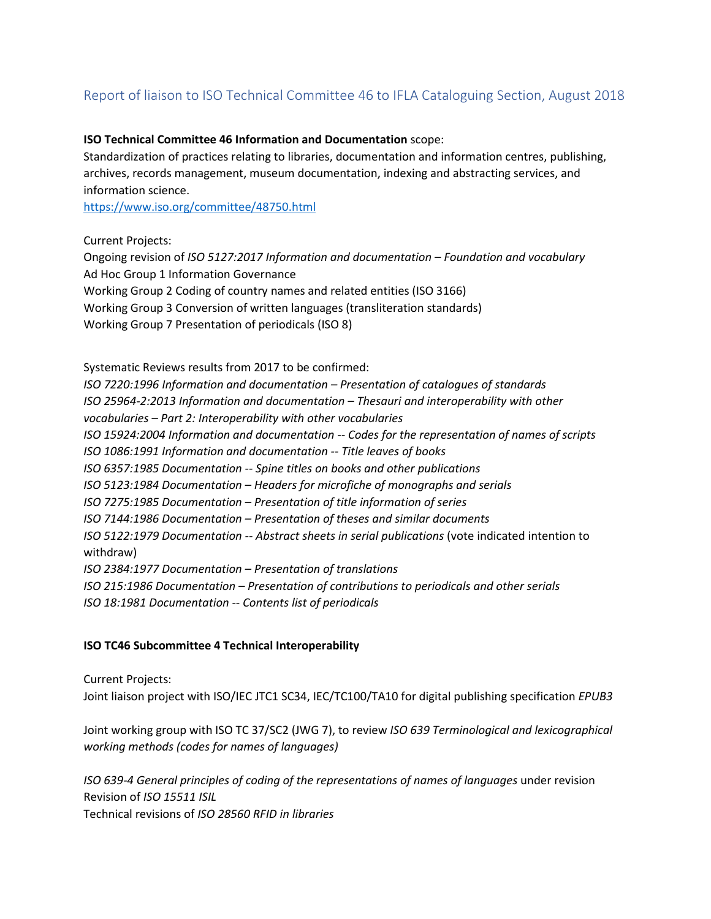# Report of liaison to ISO Technical Committee 46 to IFLA Cataloguing Section, August 2018

**ISO Technical Committee 46 Information and Documentation** scope:
Standardization of practices relating to libraries, documentation and information centres, publishing, archives, records management, museum documentation, indexing and abstracting services, and information science.
https://www.iso.org/committee/48750.html

Current Projects:
Ongoing revision of *ISO 5127:2017 Information and documentation – Foundation and vocabulary*
Ad Hoc Group 1 Information Governance
Working Group 2 Coding of country names and related entities (ISO 3166)
Working Group 3 Conversion of written languages (transliteration standards)
Working Group 7 Presentation of periodicals (ISO 8)

Systematic Reviews results from 2017 to be confirmed:
*ISO 7220:1996 Information and documentation – Presentation of catalogues of standards*
*ISO 25964-2:2013 Information and documentation – Thesauri and interoperability with other vocabularies – Part 2: Interoperability with other vocabularies*
*ISO 15924:2004 Information and documentation -- Codes for the representation of names of scripts*
*ISO 1086:1991 Information and documentation -- Title leaves of books*
*ISO 6357:1985 Documentation -- Spine titles on books and other publications*
*ISO 5123:1984 Documentation – Headers for microfiche of monographs and serials*
*ISO 7275:1985 Documentation – Presentation of title information of series*
*ISO 7144:1986 Documentation – Presentation of theses and similar documents*
*ISO 5122:1979 Documentation -- Abstract sheets in serial publications* (vote indicated intention to withdraw)
*ISO 2384:1977 Documentation – Presentation of translations*
*ISO 215:1986 Documentation – Presentation of contributions to periodicals and other serials*
*ISO 18:1981 Documentation -- Contents list of periodicals*

**ISO TC46 Subcommittee 4 Technical Interoperability**

Current Projects:
Joint liaison project with ISO/IEC JTC1 SC34, IEC/TC100/TA10 for digital publishing specification *EPUB3*

Joint working group with ISO TC 37/SC2 (JWG 7), to review *ISO 639 Terminological and lexicographical working methods (codes for names of languages)*

*ISO 639-4 General principles of coding of the representations of names of languages* under revision
Revision of *ISO 15511 ISIL*
Technical revisions of *ISO 28560 RFID in libraries*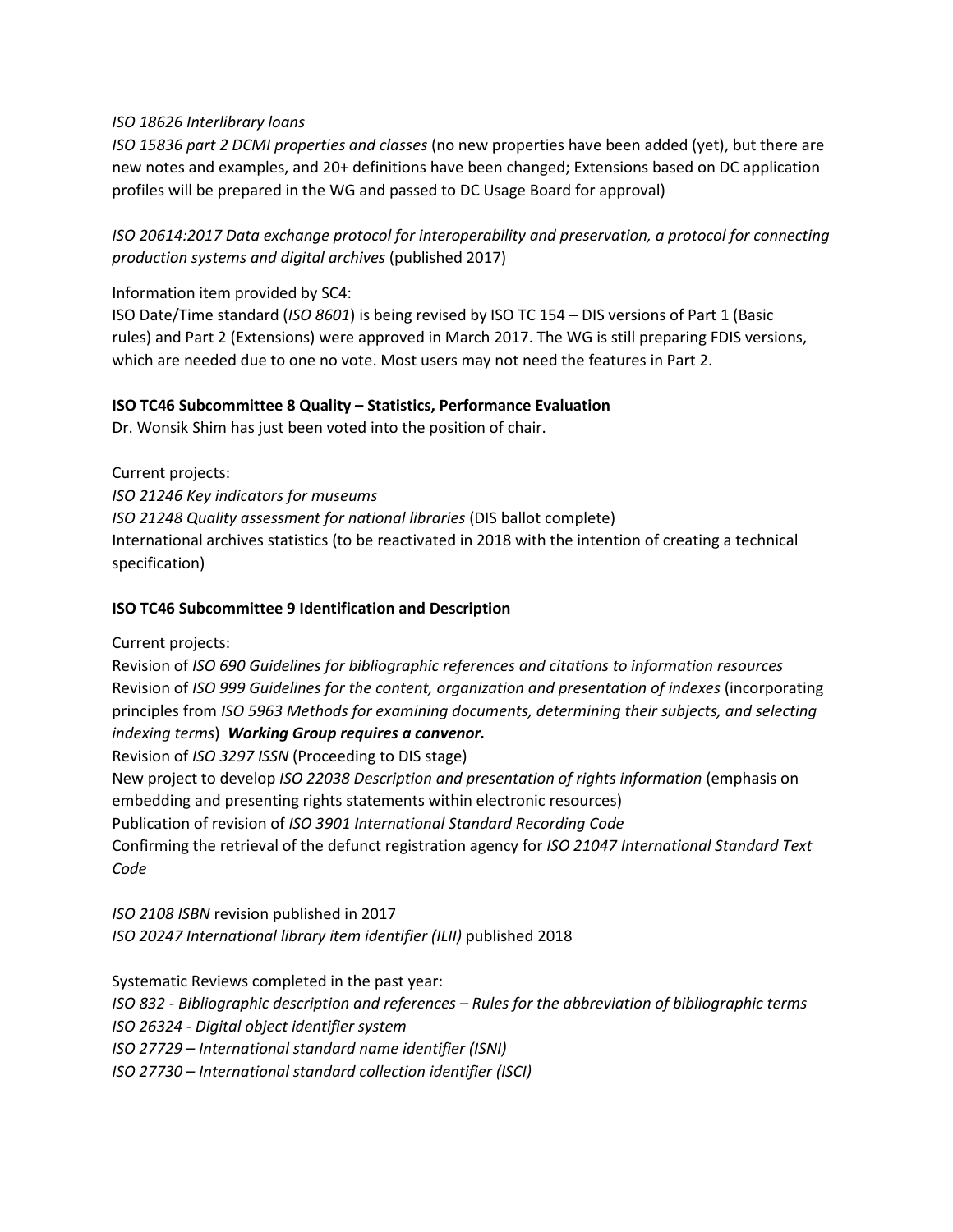*ISO 18626 Interlibrary loans*
*ISO 15836 part 2 DCMI properties and classes* (no new properties have been added (yet), but there are new notes and examples, and 20+ definitions have been changed; Extensions based on DC application profiles will be prepared in the WG and passed to DC Usage Board for approval)

*ISO 20614:2017 Data exchange protocol for interoperability and preservation, a protocol for connecting production systems and digital archives* (published 2017)

Information item provided by SC4:
ISO Date/Time standard (*ISO 8601*) is being revised by ISO TC 154 – DIS versions of Part 1 (Basic rules) and Part 2 (Extensions) were approved in March 2017. The WG is still preparing FDIS versions, which are needed due to one no vote. Most users may not need the features in Part 2.

**ISO TC46 Subcommittee 8 Quality – Statistics, Performance Evaluation**
Dr. Wonsik Shim has just been voted into the position of chair.

Current projects:
*ISO 21246 Key indicators for museums*
*ISO 21248 Quality assessment for national libraries* (DIS ballot complete)
International archives statistics (to be reactivated in 2018 with the intention of creating a technical specification)

**ISO TC46 Subcommittee 9 Identification and Description**

Current projects:
Revision of *ISO 690 Guidelines for bibliographic references and citations to information resources*
Revision of *ISO 999 Guidelines for the content, organization and presentation of indexes* (incorporating principles from *ISO 5963 Methods for examining documents, determining their subjects, and selecting indexing terms*) ***Working Group requires a convenor.***
Revision of *ISO 3297 ISSN* (Proceeding to DIS stage)
New project to develop *ISO 22038 Description and presentation of rights information* (emphasis on embedding and presenting rights statements within electronic resources)
Publication of revision of *ISO 3901 International Standard Recording Code*
Confirming the retrieval of the defunct registration agency for *ISO 21047 International Standard Text Code*

*ISO 2108 ISBN* revision published in 2017
*ISO 20247 International library item identifier (ILII)* published 2018

Systematic Reviews completed in the past year:
*ISO 832 - Bibliographic description and references – Rules for the abbreviation of bibliographic terms*
*ISO 26324 - Digital object identifier system*
*ISO 27729 – International standard name identifier (ISNI)*
*ISO 27730 – International standard collection identifier (ISCI)*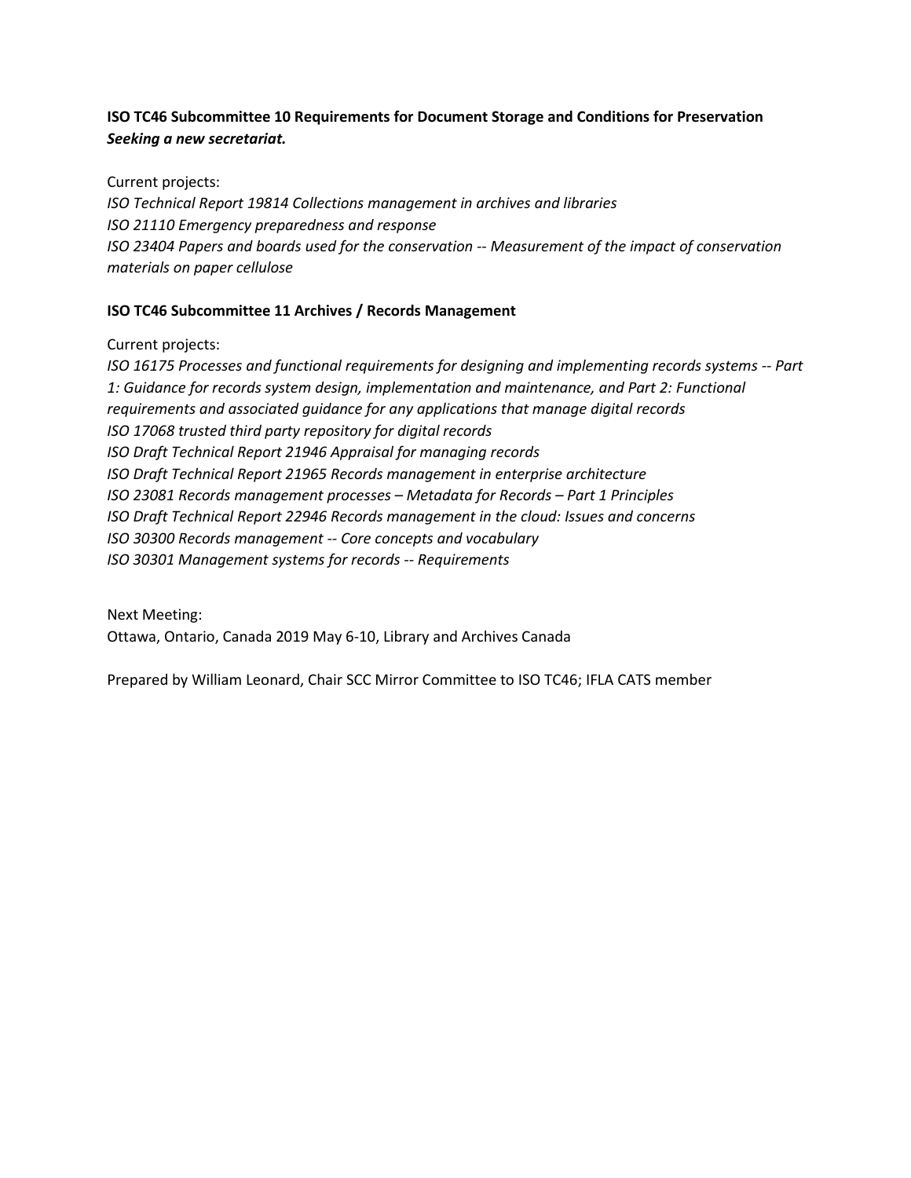**ISO TC46 Subcommittee 10 Requirements for Document Storage and Conditions for Preservation**
***Seeking a new secretariat.***

Current projects:
*ISO Technical Report 19814 Collections management in archives and libraries*
*ISO 21110 Emergency preparedness and response*
*ISO 23404 Papers and boards used for the conservation -- Measurement of the impact of conservation materials on paper cellulose*

**ISO TC46 Subcommittee 11 Archives / Records Management**

Current projects:
*ISO 16175 Processes and functional requirements for designing and implementing records systems -- Part 1: Guidance for records system design, implementation and maintenance, and Part 2: Functional requirements and associated guidance for any applications that manage digital records*
*ISO 17068 trusted third party repository for digital records*
*ISO Draft Technical Report 21946 Appraisal for managing records*
*ISO Draft Technical Report 21965 Records management in enterprise architecture*
*ISO 23081 Records management processes – Metadata for Records – Part 1 Principles*
*ISO Draft Technical Report 22946 Records management in the cloud: Issues and concerns*
*ISO 30300 Records management -- Core concepts and vocabulary*
*ISO 30301 Management systems for records -- Requirements*

Next Meeting:
Ottawa, Ontario, Canada 2019 May 6-10, Library and Archives Canada

Prepared by William Leonard, Chair SCC Mirror Committee to ISO TC46; IFLA CATS member